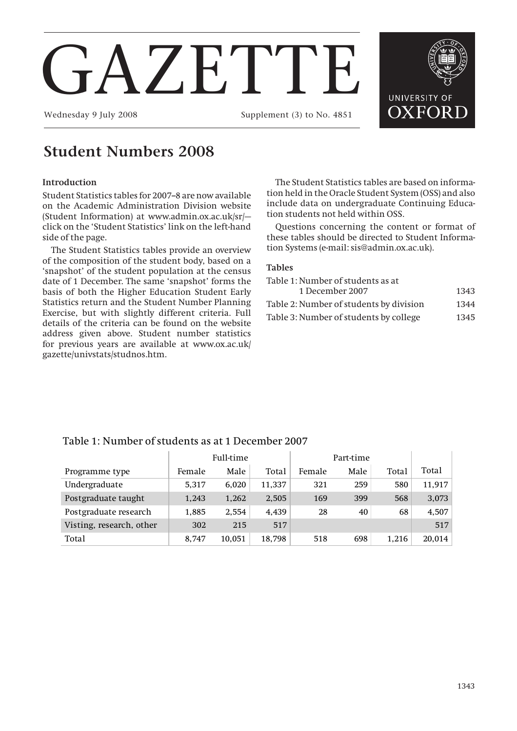# GAZETTE

Wednesday 9 July 2008 Supplement (3) to No. 4851

UNIVERSITY OF OXFORD

## Student Numbers 2008

### Introduction

Student Statistics tables for 2007–8 are now available on the Academic Administration Division website (Student Information) at www.admin.ox.ac.uk/sr/—click on the 'Student Statistics' link on the left-hand side of the page.

The Student Statistics tables provide an overview of the composition of the student body, based on a 'snapshot' of the student population at the census date of 1 December. The same 'snapshot' forms the basis of both the Higher Education Student Early Statistics return and the Student Number Planning Exercise, but with slightly different criteria. Full details of the criteria can be found on the website address given above. Student number statistics for previous years are available at www.ox.ac.uk/gazette/univstats/studnos.htm.

The Student Statistics tables are based on information held in the Oracle Student System (OSS) and also include data on undergraduate Continuing Education students not held within OSS.

Questions concerning the content or format of these tables should be directed to Student Information Systems (e-mail: sis@admin.ox.ac.uk).

### Tables

Table 1: Number of students as at 1 December 2007 — 1343

Table 2: Number of students by division — 1344

Table 3: Number of students by college — 1345

Table 1: Number of students as at 1 December 2007

| | Full-time | | | Part-time | | | |
|---|---|---|---|---|---|---|---|
| Programme type | Female | Male | Total | Female | Male | Total | Total |
| Undergraduate | 5,317 | 6,020 | 11,337 | 321 | 259 | 580 | 11,917 |
| Postgraduate taught | 1,243 | 1,262 | 2,505 | 169 | 399 | 568 | 3,073 |
| Postgraduate research | 1,885 | 2,554 | 4,439 | 28 | 40 | 68 | 4,507 |
| Visting, research, other | 302 | 215 | 517 | | | | 517 |
| Total | 8,747 | 10,051 | 18,798 | 518 | 698 | 1,216 | 20,014 |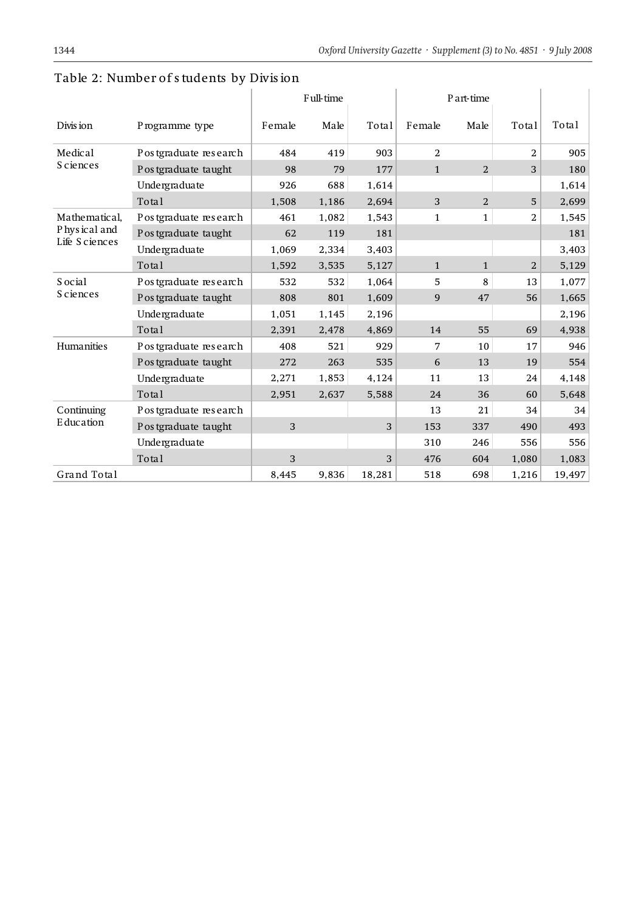## Table 2: Number of students by Division

| Division | Programme type | Full-time | | | Part-time | | | |
|---|---|---|---|---|---|---|---|---|
| | | Female | Male | Total | Female | Male | Total | Total |
| Medical Sciences | Postgraduate research | 484 | 419 | 903 | 2 | | 2 | 905 |
| | Postgraduate taught | 98 | 79 | 177 | 1 | 2 | 3 | 180 |
| | Undergraduate | 926 | 688 | 1,614 | | | | 1,614 |
| | Total | 1,508 | 1,186 | 2,694 | 3 | 2 | 5 | 2,699 |
| Mathematical, Physical and Life Sciences | Postgraduate research | 461 | 1,082 | 1,543 | 1 | 1 | 2 | 1,545 |
| | Postgraduate taught | 62 | 119 | 181 | | | | 181 |
| | Undergraduate | 1,069 | 2,334 | 3,403 | | | | 3,403 |
| | Total | 1,592 | 3,535 | 5,127 | 1 | 1 | 2 | 5,129 |
| Social Sciences | Postgraduate research | 532 | 532 | 1,064 | 5 | 8 | 13 | 1,077 |
| | Postgraduate taught | 808 | 801 | 1,609 | 9 | 47 | 56 | 1,665 |
| | Undergraduate | 1,051 | 1,145 | 2,196 | | | | 2,196 |
| | Total | 2,391 | 2,478 | 4,869 | 14 | 55 | 69 | 4,938 |
| Humanities | Postgraduate research | 408 | 521 | 929 | 7 | 10 | 17 | 946 |
| | Postgraduate taught | 272 | 263 | 535 | 6 | 13 | 19 | 554 |
| | Undergraduate | 2,271 | 1,853 | 4,124 | 11 | 13 | 24 | 4,148 |
| | Total | 2,951 | 2,637 | 5,588 | 24 | 36 | 60 | 5,648 |
| Continuing Education | Postgraduate research | | | | 13 | 21 | 34 | 34 |
| | Postgraduate taught | 3 | | 3 | 153 | 337 | 490 | 493 |
| | Undergraduate | | | | 310 | 246 | 556 | 556 |
| | Total | 3 | | 3 | 476 | 604 | 1,080 | 1,083 |
| Grand Total | | 8,445 | 9,836 | 18,281 | 518 | 698 | 1,216 | 19,497 |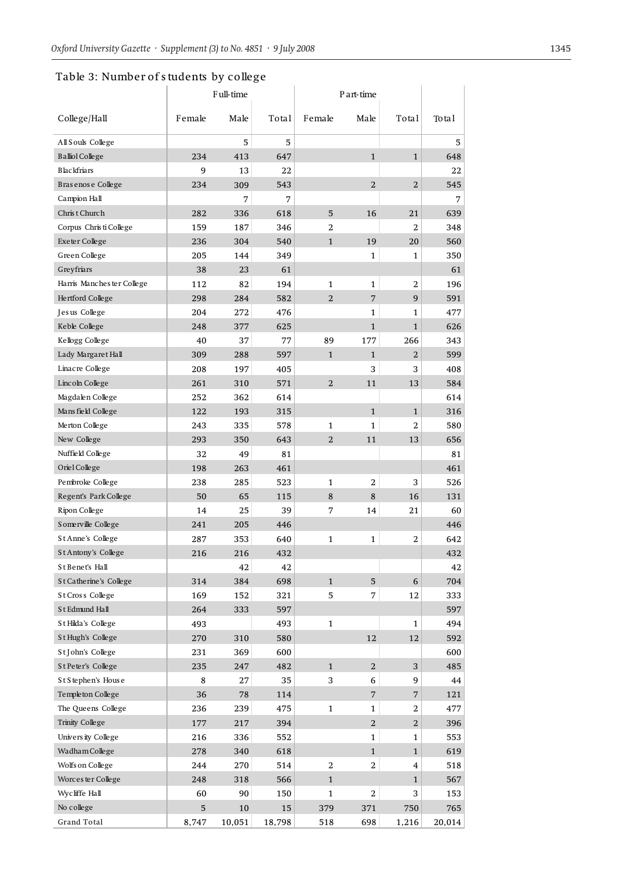## Table 3: Number of students by college

| College/Hall | Full-time | | | Part-time | | | Total |
|---|---|---|---|---|---|---|---|
| | Female | Male | Total | Female | Male | Total | Total |
| All Souls College | | 5 | 5 | | | | 5 |
| Balliol College | 234 | 413 | 647 | | 1 | 1 | 648 |
| Blackfriars | 9 | 13 | 22 | | | | 22 |
| Brasenose College | 234 | 309 | 543 | | 2 | 2 | 545 |
| Campion Hall | | 7 | 7 | | | | 7 |
| Christ Church | 282 | 336 | 618 | 5 | 16 | 21 | 639 |
| Corpus Christi College | 159 | 187 | 346 | 2 | | 2 | 348 |
| Exeter College | 236 | 304 | 540 | 1 | 19 | 20 | 560 |
| Green College | 205 | 144 | 349 | | 1 | 1 | 350 |
| Greyfriars | 38 | 23 | 61 | | | | 61 |
| Harris Manchester College | 112 | 82 | 194 | 1 | 1 | 2 | 196 |
| Hertford College | 298 | 284 | 582 | 2 | 7 | 9 | 591 |
| Jesus College | 204 | 272 | 476 | | 1 | 1 | 477 |
| Keble College | 248 | 377 | 625 | | 1 | 1 | 626 |
| Kellogg College | 40 | 37 | 77 | 89 | 177 | 266 | 343 |
| Lady Margaret Hall | 309 | 288 | 597 | 1 | 1 | 2 | 599 |
| Linacre College | 208 | 197 | 405 | | 3 | 3 | 408 |
| Lincoln College | 261 | 310 | 571 | 2 | 11 | 13 | 584 |
| Magdalen College | 252 | 362 | 614 | | | | 614 |
| Mansfield College | 122 | 193 | 315 | | 1 | 1 | 316 |
| Merton College | 243 | 335 | 578 | 1 | 1 | 2 | 580 |
| New College | 293 | 350 | 643 | 2 | 11 | 13 | 656 |
| Nuffield College | 32 | 49 | 81 | | | | 81 |
| Oriel College | 198 | 263 | 461 | | | | 461 |
| Pembroke College | 238 | 285 | 523 | 1 | 2 | 3 | 526 |
| Regent's Park College | 50 | 65 | 115 | 8 | 8 | 16 | 131 |
| Ripon College | 14 | 25 | 39 | 7 | 14 | 21 | 60 |
| Somerville College | 241 | 205 | 446 | | | | 446 |
| St Anne's College | 287 | 353 | 640 | 1 | 1 | 2 | 642 |
| St Antony's College | 216 | 216 | 432 | | | | 432 |
| St Benet's Hall | | 42 | 42 | | | | 42 |
| St Catherine's College | 314 | 384 | 698 | 1 | 5 | 6 | 704 |
| St Cross College | 169 | 152 | 321 | 5 | 7 | 12 | 333 |
| St Edmund Hall | 264 | 333 | 597 | | | | 597 |
| St Hilda's College | 493 | | 493 | 1 | | 1 | 494 |
| St Hugh's College | 270 | 310 | 580 | | 12 | 12 | 592 |
| St John's College | 231 | 369 | 600 | | | | 600 |
| St Peter's College | 235 | 247 | 482 | 1 | 2 | 3 | 485 |
| St Stephen's House | 8 | 27 | 35 | 3 | 6 | 9 | 44 |
| Templeton College | 36 | 78 | 114 | | 7 | 7 | 121 |
| The Queens College | 236 | 239 | 475 | 1 | 1 | 2 | 477 |
| Trinity College | 177 | 217 | 394 | | 2 | 2 | 396 |
| University College | 216 | 336 | 552 | | 1 | 1 | 553 |
| Wadham College | 278 | 340 | 618 | | 1 | 1 | 619 |
| Wolfson College | 244 | 270 | 514 | 2 | 2 | 4 | 518 |
| Worcester College | 248 | 318 | 566 | 1 | | 1 | 567 |
| Wycliffe Hall | 60 | 90 | 150 | 1 | 2 | 3 | 153 |
| No college | 5 | 10 | 15 | 379 | 371 | 750 | 765 |
| Grand Total | 8,747 | 10,051 | 18,798 | 518 | 698 | 1,216 | 20,014 |